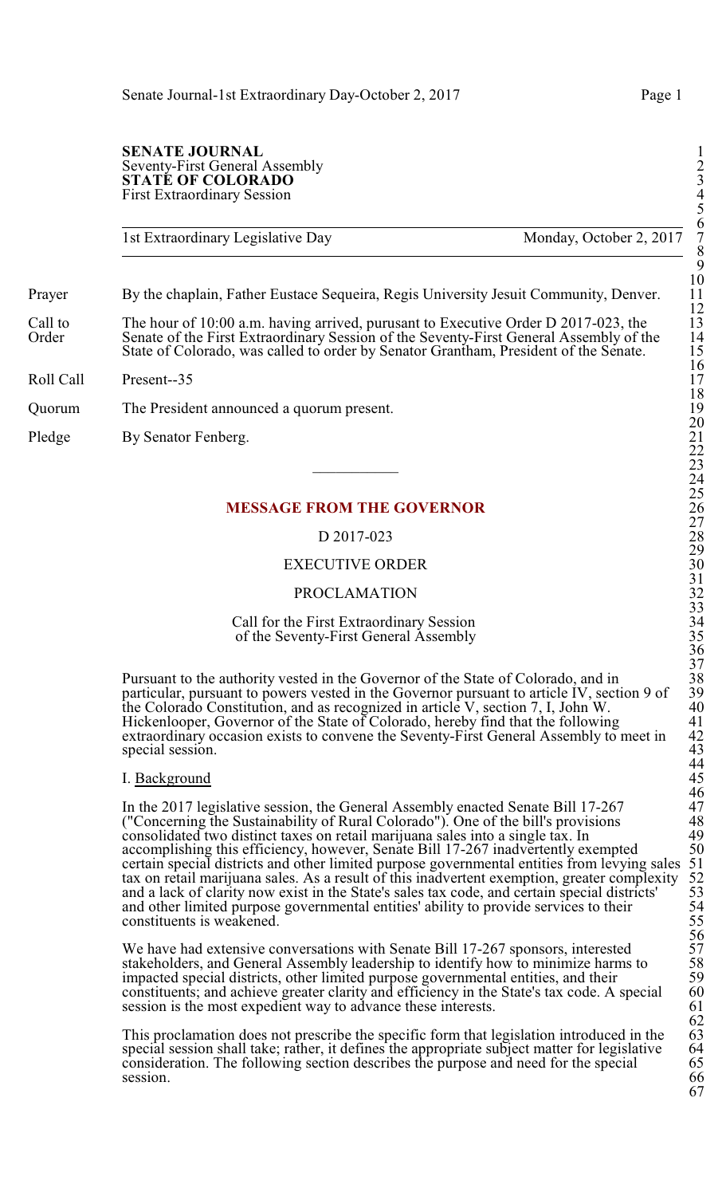**SENATE JOURNAL**
Seventy-First General Assembly
**STATE OF COLORADO**
First Extraordinary Session

1st Extraordinary Legislative Day — Monday, October 2, 2017

Prayer — By the chaplain, Father Eustace Sequeira, Regis University Jesuit Community, Denver.

Call to Order — The hour of 10:00 a.m. having arrived, purusant to Executive Order D 2017-023, the Senate of the First Extraordinary Session of the Seventy-First General Assembly of the State of Colorado, was called to order by Senator Grantham, President of the Senate.

Roll Call — Present--35

Quorum — The President announced a quorum present.

Pledge — By Senator Fenberg.

---

## MESSAGE FROM THE GOVERNOR

D 2017-023

EXECUTIVE ORDER

PROCLAMATION

Call for the First Extraordinary Session
of the Seventy-First General Assembly

Pursuant to the authority vested in the Governor of the State of Colorado, and in particular, pursuant to powers vested in the Governor pursuant to article IV, section 9 of the Colorado Constitution, and as recognized in article V, section 7, I, John W. Hickenlooper, Governor of the State of Colorado, hereby find that the following extraordinary occasion exists to convene the Seventy-First General Assembly to meet in special session.

I. Background

In the 2017 legislative session, the General Assembly enacted Senate Bill 17-267 ("Concerning the Sustainability of Rural Colorado"). One of the bill's provisions consolidated two distinct taxes on retail marijuana sales into a single tax. In accomplishing this efficiency, however, Senate Bill 17-267 inadvertently exempted certain special districts and other limited purpose governmental entities from levying sales tax on retail marijuana sales. As a result of this inadvertent exemption, greater complexity and a lack of clarity now exist in the State's sales tax code, and certain special districts' and other limited purpose governmental entities' ability to provide services to their constituents is weakened.

We have had extensive conversations with Senate Bill 17-267 sponsors, interested stakeholders, and General Assembly leadership to identify how to minimize harms to impacted special districts, other limited purpose governmental entities, and their constituents; and achieve greater clarity and efficiency in the State's tax code. A special session is the most expedient way to advance these interests.

This proclamation does not prescribe the specific form that legislation introduced in the special session shall take; rather, it defines the appropriate subject matter for legislative consideration. The following section describes the purpose and need for the special session.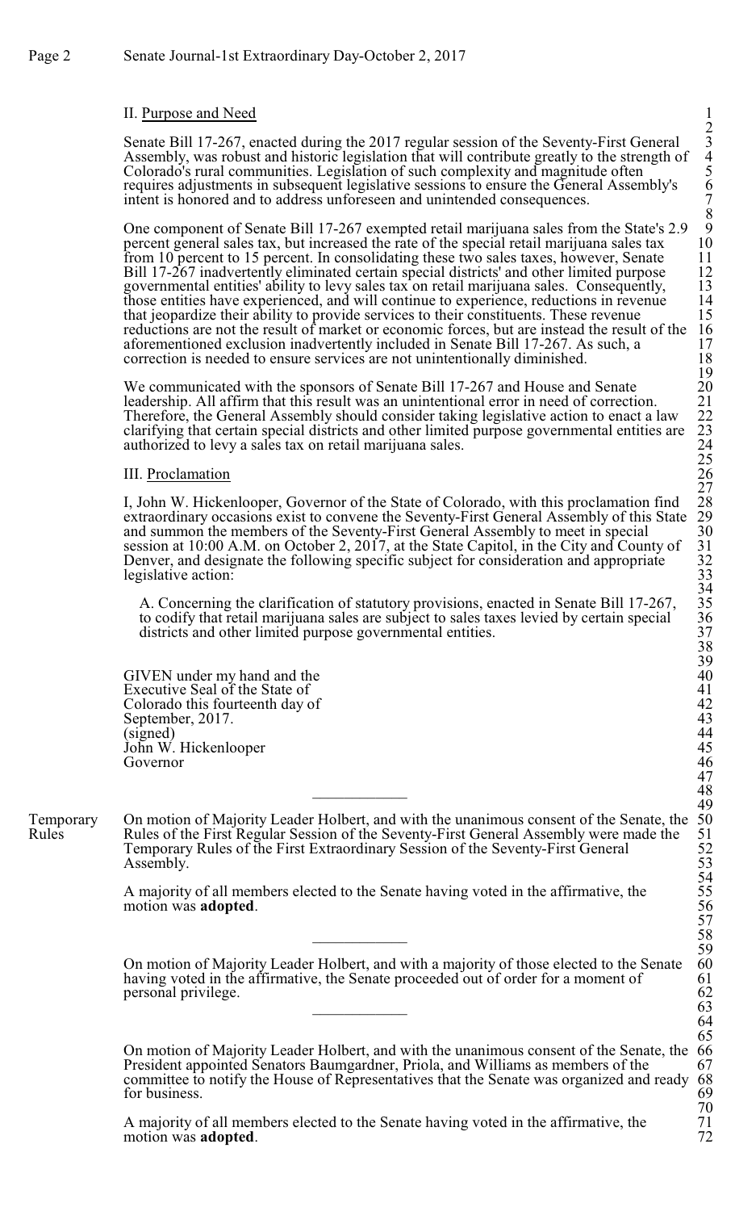II. Purpose and Need

Senate Bill 17-267, enacted during the 2017 regular session of the Seventy-First General Assembly, was robust and historic legislation that will contribute greatly to the strength of Colorado's rural communities. Legislation of such complexity and magnitude often requires adjustments in subsequent legislative sessions to ensure the General Assembly's intent is honored and to address unforeseen and unintended consequences.

One component of Senate Bill 17-267 exempted retail marijuana sales from the State's 2.9 percent general sales tax, but increased the rate of the special retail marijuana sales tax from 10 percent to 15 percent. In consolidating these two sales taxes, however, Senate Bill 17-267 inadvertently eliminated certain special districts' and other limited purpose governmental entities' ability to levy sales tax on retail marijuana sales. Consequently, those entities have experienced, and will continue to experience, reductions in revenue that jeopardize their ability to provide services to their constituents. These revenue reductions are not the result of market or economic forces, but are instead the result of the aforementioned exclusion inadvertently included in Senate Bill 17-267. As such, a correction is needed to ensure services are not unintentionally diminished.

We communicated with the sponsors of Senate Bill 17-267 and House and Senate leadership. All affirm that this result was an unintentional error in need of correction. Therefore, the General Assembly should consider taking legislative action to enact a law clarifying that certain special districts and other limited purpose governmental entities are authorized to levy a sales tax on retail marijuana sales.

III. Proclamation

I, John W. Hickenlooper, Governor of the State of Colorado, with this proclamation find extraordinary occasions exist to convene the Seventy-First General Assembly of this State and summon the members of the Seventy-First General Assembly to meet in special session at 10:00 A.M. on October 2, 2017, at the State Capitol, in the City and County of Denver, and designate the following specific subject for consideration and appropriate legislative action:

A. Concerning the clarification of statutory provisions, enacted in Senate Bill 17-267, to codify that retail marijuana sales are subject to sales taxes levied by certain special districts and other limited purpose governmental entities.

GIVEN under my hand and the
Executive Seal of the State of
Colorado this fourteenth day of
September, 2017.
(signed)
John W. Hickenlooper
Governor

---

**Temporary Rules**

On motion of Majority Leader Holbert, and with the unanimous consent of the Senate, the Rules of the First Regular Session of the Seventy-First General Assembly were made the Temporary Rules of the First Extraordinary Session of the Seventy-First General Assembly.

A majority of all members elected to the Senate having voted in the affirmative, the motion was **adopted**.

---

On motion of Majority Leader Holbert, and with a majority of those elected to the Senate having voted in the affirmative, the Senate proceeded out of order for a moment of personal privilege.

---

On motion of Majority Leader Holbert, and with the unanimous consent of the Senate, the President appointed Senators Baumgardner, Priola, and Williams as members of the committee to notify the House of Representatives that the Senate was organized and ready for business.

A majority of all members elected to the Senate having voted in the affirmative, the motion was **adopted**.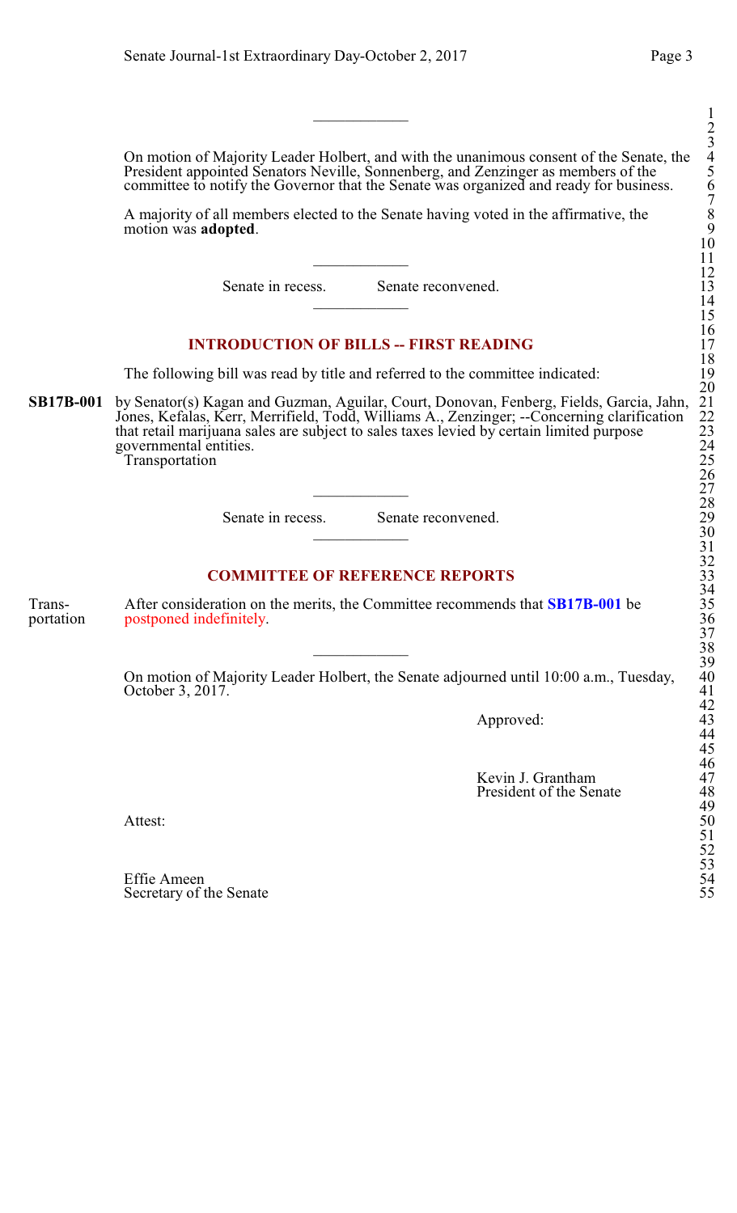---

On motion of Majority Leader Holbert, and with the unanimous consent of the Senate, the President appointed Senators Neville, Sonnenberg, and Zenzinger as members of the committee to notify the Governor that the Senate was organized and ready for business.

A majority of all members elected to the Senate having voted in the affirmative, the motion was **adopted**.

---

Senate in recess. Senate reconvened.

---

## INTRODUCTION OF BILLS -- FIRST READING

The following bill was read by title and referred to the committee indicated:

**SB17B-001** by Senator(s) Kagan and Guzman, Aguilar, Court, Donovan, Fenberg, Fields, Garcia, Jahn, Jones, Kefalas, Kerr, Merrifield, Todd, Williams A., Zenzinger; --Concerning clarification that retail marijuana sales are subject to sales taxes levied by certain limited purpose governmental entities.
Transportation

---

Senate in recess. Senate reconvened.

---

## COMMITTEE OF REFERENCE REPORTS

Transportation — After consideration on the merits, the Committee recommends that **SB17B-001** be postponed indefinitely.

---

On motion of Majority Leader Holbert, the Senate adjourned until 10:00 a.m., Tuesday, October 3, 2017.

Approved:

Kevin J. Grantham
President of the Senate

Attest:

Effie Ameen
Secretary of the Senate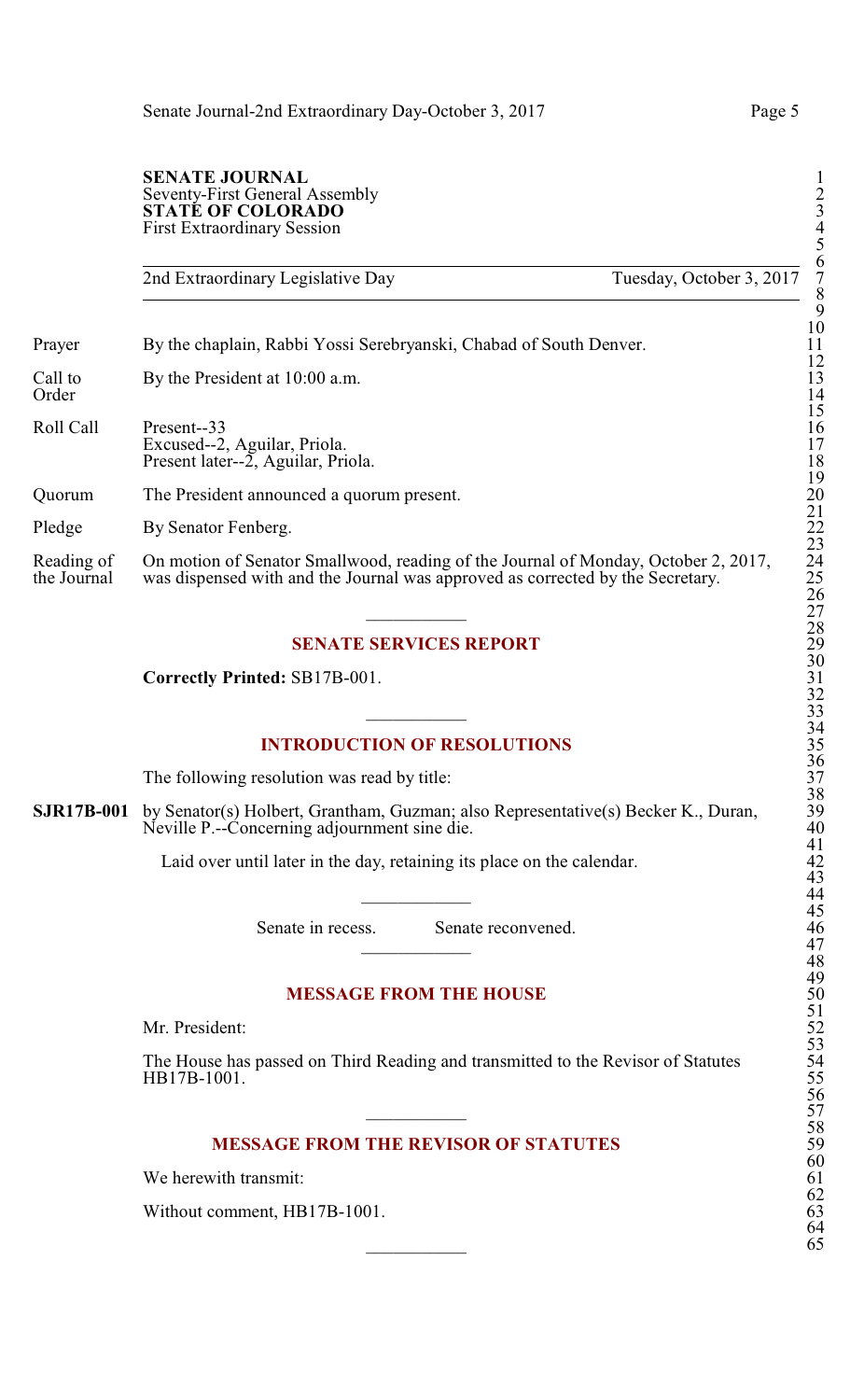**SENATE JOURNAL**
Seventy-First General Assembly
**STATE OF COLORADO**
First Extraordinary Session

| 2nd Extraordinary Legislative Day | Tuesday, October 3, 2017 |
|---|---|

| | |
|---|---|
| Prayer | By the chaplain, Rabbi Yossi Serebryanski, Chabad of South Denver. |
| Call to Order | By the President at 10:00 a.m. |
| Roll Call | Present--33<br>Excused--2, Aguilar, Priola.<br>Present later--2, Aguilar, Priola. |
| Quorum | The President announced a quorum present. |
| Pledge | By Senator Fenberg. |
| Reading of the Journal | On motion of Senator Smallwood, reading of the Journal of Monday, October 2, 2017, was dispensed with and the Journal was approved as corrected by the Secretary. |

---

## SENATE SERVICES REPORT

**Correctly Printed:** SB17B-001.

---

## INTRODUCTION OF RESOLUTIONS

The following resolution was read by title:

**SJR17B-001** by Senator(s) Holbert, Grantham, Guzman; also Representative(s) Becker K., Duran, Neville P.--Concerning adjournment sine die.

Laid over until later in the day, retaining its place on the calendar.

---

Senate in recess. Senate reconvened.

---

## MESSAGE FROM THE HOUSE

Mr. President:

The House has passed on Third Reading and transmitted to the Revisor of Statutes HB17B-1001.

---

## MESSAGE FROM THE REVISOR OF STATUTES

We herewith transmit:

Without comment, HB17B-1001.

---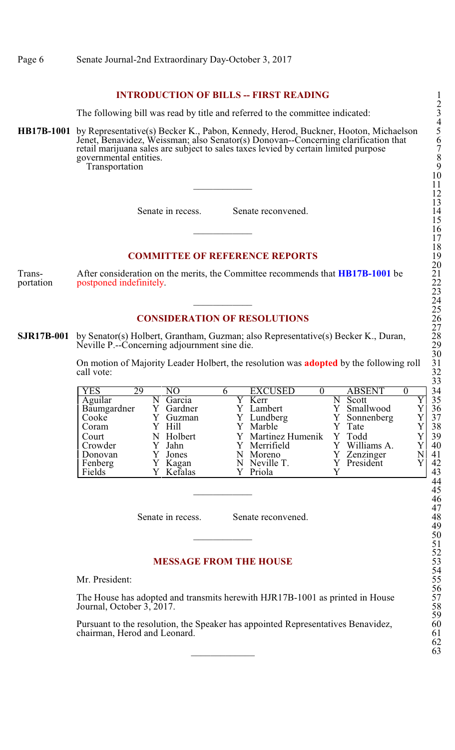## INTRODUCTION OF BILLS -- FIRST READING

The following bill was read by title and referred to the committee indicated:

**HB17B-1001** by Representative(s) Becker K., Pabon, Kennedy, Herod, Buckner, Hooton, Michaelson Jenet, Benavidez, Weissman; also Senator(s) Donovan--Concerning clarification that retail marijuana sales are subject to sales taxes levied by certain limited purpose governmental entities.
Transportation

---

Senate in recess. Senate reconvened.

---

## COMMITTEE OF REFERENCE REPORTS

Transportation — After consideration on the merits, the Committee recommends that **HB17B-1001** be postponed indefinitely.

---

## CONSIDERATION OF RESOLUTIONS

**SJR17B-001** by Senator(s) Holbert, Grantham, Guzman; also Representative(s) Becker K., Duran, Neville P.--Concerning adjournment sine die.

On motion of Majority Leader Holbert, the resolution was **adopted** by the following roll call vote:

| YES 29 | | NO 6 | | EXCUSED 0 | | ABSENT 0 | |
|---|---|---|---|---|---|---|---|
| Aguilar | N | Garcia | Y | Kerr | N | Scott | Y |
| Baumgardner | Y | Gardner | Y | Lambert | Y | Smallwood | Y |
| Cooke | Y | Guzman | Y | Lundberg | Y | Sonnenberg | Y |
| Coram | Y | Hill | Y | Marble | Y | Tate | Y |
| Court | N | Holbert | Y | Martinez Humenik | Y | Todd | Y |
| Crowder | Y | Jahn | Y | Merrifield | Y | Williams A. | Y |
| Donovan | Y | Jones | N | Moreno | Y | Zenzinger | N |
| Fenberg | Y | Kagan | N | Neville T. | Y | President | Y |
| Fields | Y | Kefalas | Y | Priola | Y | | |

---

Senate in recess. Senate reconvened.

---

## MESSAGE FROM THE HOUSE

Mr. President:

The House has adopted and transmits herewith HJR17B-1001 as printed in House Journal, October 3, 2017.

Pursuant to the resolution, the Speaker has appointed Representatives Benavidez, chairman, Herod and Leonard.

---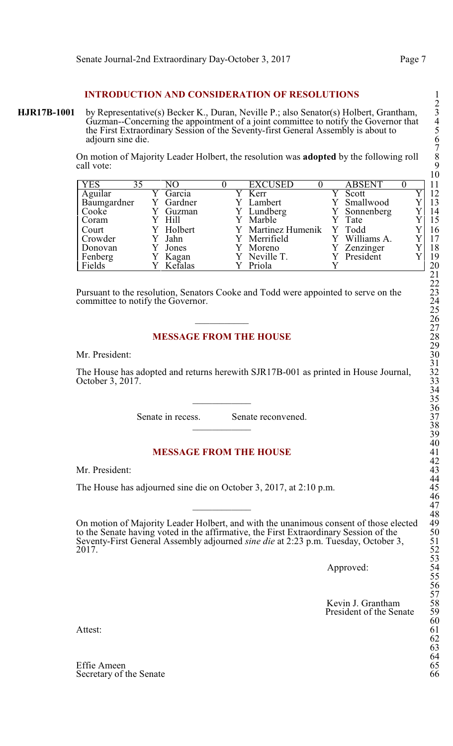## INTRODUCTION AND CONSIDERATION OF RESOLUTIONS

**HJR17B-1001** by Representative(s) Becker K., Duran, Neville P.; also Senator(s) Holbert, Grantham, Guzman--Concerning the appointment of a joint committee to notify the Governor that the First Extraordinary Session of the Seventy-first General Assembly is about to adjourn sine die.

On motion of Majority Leader Holbert, the resolution was **adopted** by the following roll call vote:

| YES 35 | | NO 0 | | EXCUSED 0 | | ABSENT 0 | |
|---|---|---|---|---|---|---|---|
| Aguilar | Y | Garcia | Y | Kerr | Y | Scott | Y |
| Baumgardner | Y | Gardner | Y | Lambert | Y | Smallwood | Y |
| Cooke | Y | Guzman | Y | Lundberg | Y | Sonnenberg | Y |
| Coram | Y | Hill | Y | Marble | Y | Tate | Y |
| Court | Y | Holbert | Y | Martinez Humenik | Y | Todd | Y |
| Crowder | Y | Jahn | Y | Merrifield | Y | Williams A. | Y |
| Donovan | Y | Jones | Y | Moreno | Y | Zenzinger | Y |
| Fenberg | Y | Kagan | Y | Neville T. | Y | President | Y |
| Fields | Y | Kefalas | Y | Priola | Y | | |

Pursuant to the resolution, Senators Cooke and Todd were appointed to serve on the committee to notify the Governor.

---

## MESSAGE FROM THE HOUSE

Mr. President:

The House has adopted and returns herewith SJR17B-001 as printed in House Journal, October 3, 2017.

---

Senate in recess. Senate reconvened.

---

## MESSAGE FROM THE HOUSE

Mr. President:

The House has adjourned sine die on October 3, 2017, at 2:10 p.m.

---

On motion of Majority Leader Holbert, and with the unanimous consent of those elected to the Senate having voted in the affirmative, the First Extraordinary Session of the Seventy-First General Assembly adjourned *sine die* at 2:23 p.m. Tuesday, October 3, 2017.

Approved:

Kevin J. Grantham
President of the Senate

Attest:

Effie Ameen
Secretary of the Senate